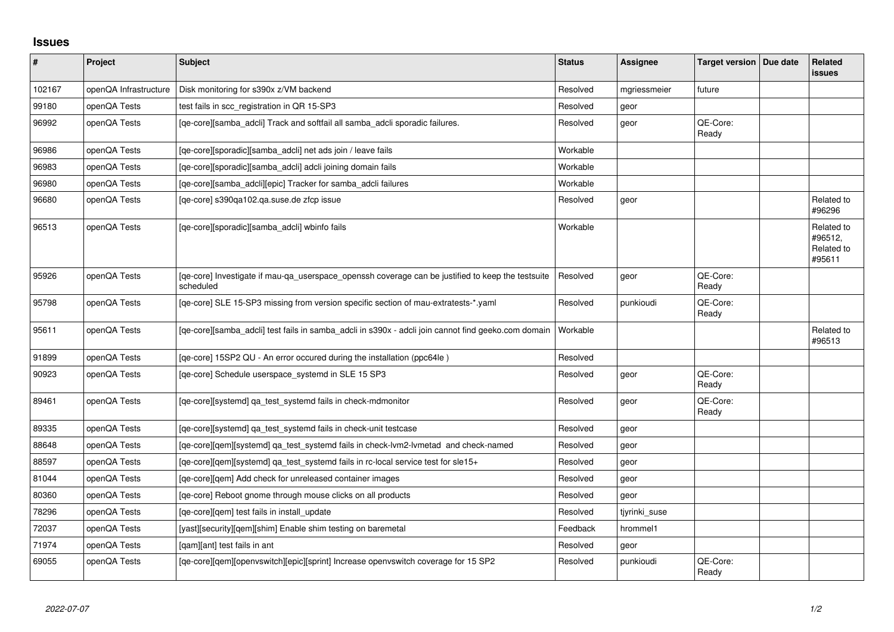# Issues

| # | Project | Subject | Status | Assignee | Target version | Due date | Related issues |
|---|---|---|---|---|---|---|---|
| 102167 | openQA Infrastructure | Disk monitoring for s390x z/VM backend | Resolved | mgriessmeier | future | | |
| 99180 | openQA Tests | test fails in scc_registration in QR 15-SP3 | Resolved | geor | | | |
| 96992 | openQA Tests | [qe-core][samba_adcli] Track and softfail all samba_adcli sporadic failures. | Resolved | geor | QE-Core: Ready | | |
| 96986 | openQA Tests | [qe-core][sporadic][samba_adcli] net ads join / leave fails | Workable | | | | |
| 96983 | openQA Tests | [qe-core][sporadic][samba_adcli] adcli joining domain fails | Workable | | | | |
| 96980 | openQA Tests | [qe-core][samba_adcli][epic] Tracker for samba_adcli failures | Workable | | | | |
| 96680 | openQA Tests | [qe-core] s390qa102.qa.suse.de zfcp issue | Resolved | geor | | | Related to #96296 |
| 96513 | openQA Tests | [qe-core][sporadic][samba_adcli] wbinfo fails | Workable | | | | Related to #96512, Related to #95611 |
| 95926 | openQA Tests | [qe-core] Investigate if mau-qa_userspace_openssh coverage can be justified to keep the testsuite scheduled | Resolved | geor | QE-Core: Ready | | |
| 95798 | openQA Tests | [qe-core] SLE 15-SP3 missing from version specific section of mau-extratests-*.yaml | Resolved | punkioudi | QE-Core: Ready | | |
| 95611 | openQA Tests | [qe-core][samba_adcli] test fails in samba_adcli in s390x - adcli join cannot find geeko.com domain | Workable | | | | Related to #96513 |
| 91899 | openQA Tests | [qe-core] 15SP2 QU - An error occured during the installation (ppc64le ) | Resolved | | | | |
| 90923 | openQA Tests | [qe-core] Schedule userspace_systemd in SLE 15 SP3 | Resolved | geor | QE-Core: Ready | | |
| 89461 | openQA Tests | [qe-core][systemd] qa_test_systemd fails in check-mdmonitor | Resolved | geor | QE-Core: Ready | | |
| 89335 | openQA Tests | [qe-core][systemd] qa_test_systemd fails in check-unit testcase | Resolved | geor | | | |
| 88648 | openQA Tests | [qe-core][qem][systemd] qa_test_systemd fails in check-lvm2-lvmetad and check-named | Resolved | geor | | | |
| 88597 | openQA Tests | [qe-core][qem][systemd] qa_test_systemd fails in rc-local service test for sle15+ | Resolved | geor | | | |
| 81044 | openQA Tests | [qe-core][qem] Add check for unreleased container images | Resolved | geor | | | |
| 80360 | openQA Tests | [qe-core] Reboot gnome through mouse clicks on all products | Resolved | geor | | | |
| 78296 | openQA Tests | [qe-core][qem] test fails in install_update | Resolved | tjyrinki_suse | | | |
| 72037 | openQA Tests | [yast][security][qem][shim] Enable shim testing on baremetal | Feedback | hrommel1 | | | |
| 71974 | openQA Tests | [qam][ant] test fails in ant | Resolved | geor | | | |
| 69055 | openQA Tests | [qe-core][qem][openvswitch][epic][sprint] Increase openvswitch coverage for 15 SP2 | Resolved | punkioudi | QE-Core: Ready | | |

2022-07-07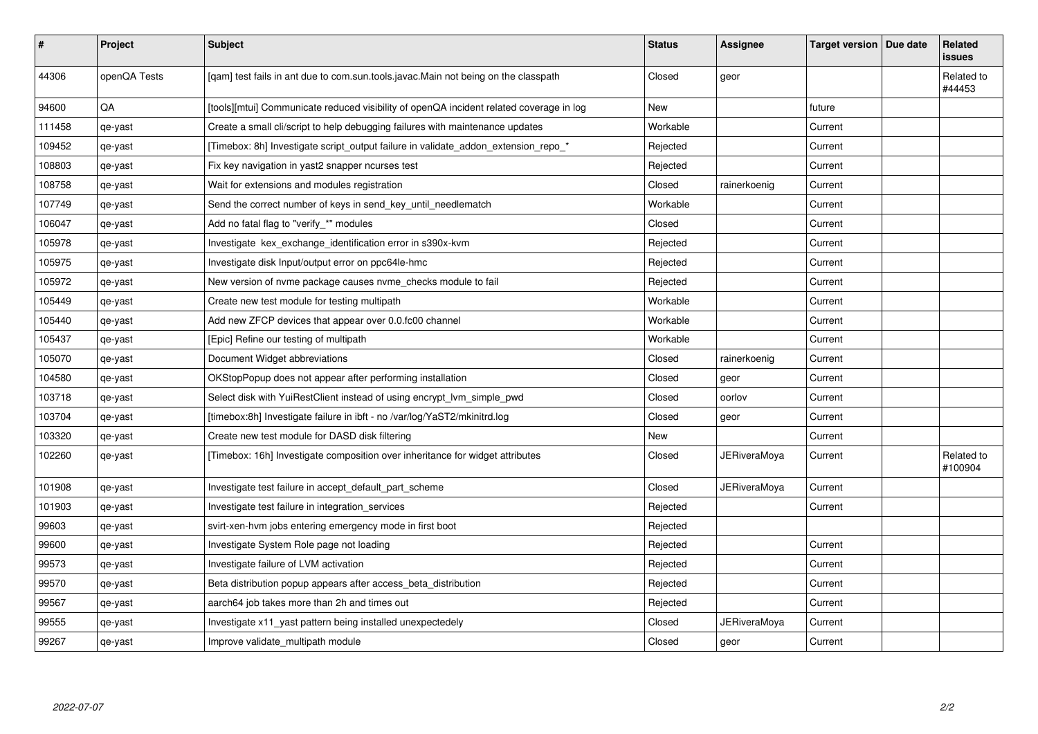| # | Project | Subject | Status | Assignee | Target version | Due date | Related issues |
|---|---|---|---|---|---|---|---|
| 44306 | openQA Tests | [qam] test fails in ant due to com.sun.tools.javac.Main not being on the classpath | Closed | geor | | | Related to #44453 |
| 94600 | QA | [tools][mtui] Communicate reduced visibility of openQA incident related coverage in log | New | | future | | |
| 111458 | qe-yast | Create a small cli/script to help debugging failures with maintenance updates | Workable | | Current | | |
| 109452 | qe-yast | [Timebox: 8h] Investigate script_output failure in validate_addon_extension_repo_* | Rejected | | Current | | |
| 108803 | qe-yast | Fix key navigation in yast2 snapper ncurses test | Rejected | | Current | | |
| 108758 | qe-yast | Wait for extensions and modules registration | Closed | rainerkoenig | Current | | |
| 107749 | qe-yast | Send the correct number of keys in send_key_until_needlematch | Workable | | Current | | |
| 106047 | qe-yast | Add no fatal flag to "verify_*" modules | Closed | | Current | | |
| 105978 | qe-yast | Investigate kex_exchange_identification error in s390x-kvm | Rejected | | Current | | |
| 105975 | qe-yast | Investigate disk Input/output error on ppc64le-hmc | Rejected | | Current | | |
| 105972 | qe-yast | New version of nvme package causes nvme_checks module to fail | Rejected | | Current | | |
| 105449 | qe-yast | Create new test module for testing multipath | Workable | | Current | | |
| 105440 | qe-yast | Add new ZFCP devices that appear over 0.0.fc00 channel | Workable | | Current | | |
| 105437 | qe-yast | [Epic] Refine our testing of multipath | Workable | | Current | | |
| 105070 | qe-yast | Document Widget abbreviations | Closed | rainerkoenig | Current | | |
| 104580 | qe-yast | OKStopPopup does not appear after performing installation | Closed | geor | Current | | |
| 103718 | qe-yast | Select disk with YuiRestClient instead of using encrypt_lvm_simple_pwd | Closed | oorlov | Current | | |
| 103704 | qe-yast | [timebox:8h] Investigate failure in ibft - no /var/log/YaST2/mkinitrd.log | Closed | geor | Current | | |
| 103320 | qe-yast | Create new test module for DASD disk filtering | New | | Current | | |
| 102260 | qe-yast | [Timebox: 16h] Investigate composition over inheritance for widget attributes | Closed | JERiveraMoya | Current | | Related to #100904 |
| 101908 | qe-yast | Investigate test failure in accept_default_part_scheme | Closed | JERiveraMoya | Current | | |
| 101903 | qe-yast | Investigate test failure in integration_services | Rejected | | Current | | |
| 99603 | qe-yast | svirt-xen-hvm jobs entering emergency mode in first boot | Rejected | | | | |
| 99600 | qe-yast | Investigate System Role page not loading | Rejected | | Current | | |
| 99573 | qe-yast | Investigate failure of LVM activation | Rejected | | Current | | |
| 99570 | qe-yast | Beta distribution popup appears after access_beta_distribution | Rejected | | Current | | |
| 99567 | qe-yast | aarch64 job takes more than 2h and times out | Rejected | | Current | | |
| 99555 | qe-yast | Investigate x11_yast pattern being installed unexpectedely | Closed | JERiveraMoya | Current | | |
| 99267 | qe-yast | Improve validate_multipath module | Closed | geor | Current | | |